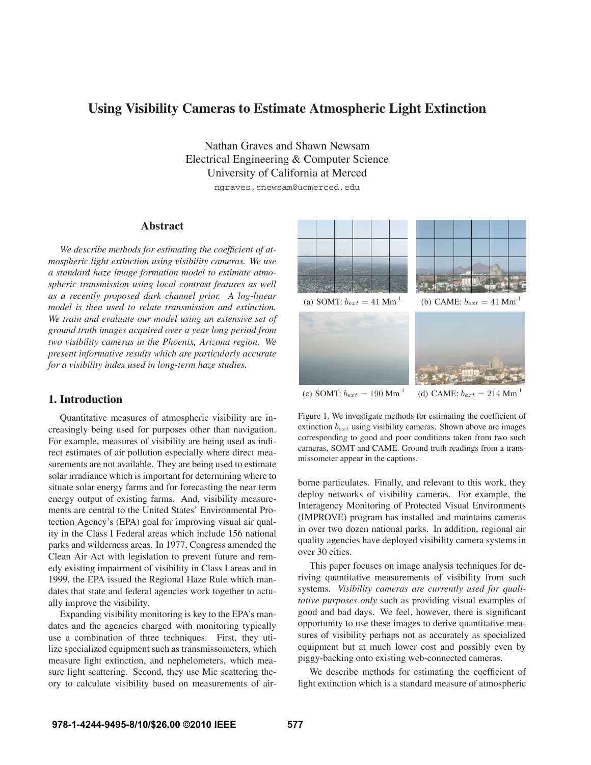# Using Visibility Cameras to Estimate Atmospheric Light Extinction

Nathan Graves and Shawn Newsam
Electrical Engineering & Computer Science
University of California at Merced

ngraves,snewsam@ucmerced.edu

## Abstract

*We describe methods for estimating the coefficient of atmospheric light extinction using visibility cameras. We use a standard haze image formation model to estimate atmospheric transmission using local contrast features as well as a recently proposed dark channel prior. A log-linear model is then used to relate transmission and extinction. We train and evaluate our model using an extensive set of ground truth images acquired over a year long period from two visibility cameras in the Phoenix, Arizona region. We present informative results which are particularly accurate for a visibility index used in long-term haze studies.*

## 1. Introduction

Quantitative measures of atmospheric visibility are increasingly being used for purposes other than navigation. For example, measures of visibility are being used as indirect estimates of air pollution especially where direct measurements are not available. They are being used to estimate solar irradiance which is important for determining where to situate solar energy farms and for forecasting the near term energy output of existing farms. And, visibility measurements are central to the United States' Environmental Protection Agency's (EPA) goal for improving visual air quality in the Class I Federal areas which include 156 national parks and wilderness areas. In 1977, Congress amended the Clean Air Act with legislation to prevent future and remedy existing impairment of visibility in Class I areas and in 1999, the EPA issued the Regional Haze Rule which mandates that state and federal agencies work together to actually improve the visibility.

Expanding visibility monitoring is key to the EPA's mandates and the agencies charged with monitoring typically use a combination of three techniques. First, they utilize specialized equipment such as transmissometers, which measure light extinction, and nephelometers, which measure light scattering. Second, they use Mie scattering theory to calculate visibility based on measurements of airborne particulates. Finally, and relevant to this work, they deploy networks of visibility cameras. For example, the Interagency Monitoring of Protected Visual Environments (IMPROVE) program has installed and maintains cameras in over two dozen national parks. In addition, regional air quality agencies have deployed visibility camera systems in over 30 cities.

(a) SOMT: $b_{ext} = 41$ Mm$^{-1}$ (b) CAME: $b_{ext} = 41$ Mm$^{-1}$ (c) SOMT: $b_{ext} = 190$ Mm$^{-1}$ (d) CAME: $b_{ext} = 214$ Mm$^{-1}$

Figure 1. We investigate methods for estimating the coefficient of extinction $b_{ext}$ using visibility cameras. Shown above are images corresponding to good and poor conditions taken from two such cameras, SOMT and CAME. Ground truth readings from a transmissometer appear in the captions.

This paper focuses on image analysis techniques for deriving quantitative measurements of visibility from such systems. *Visibility cameras are currently used for qualitative purposes only* such as providing visual examples of good and bad days. We feel, however, there is significant opportunity to use these images to derive quantitative measures of visibility perhaps not as accurately as specialized equipment but at much lower cost and possibly even by piggy-backing onto existing web-connected cameras.

We describe methods for estimating the coefficient of light extinction which is a standard measure of atmospheric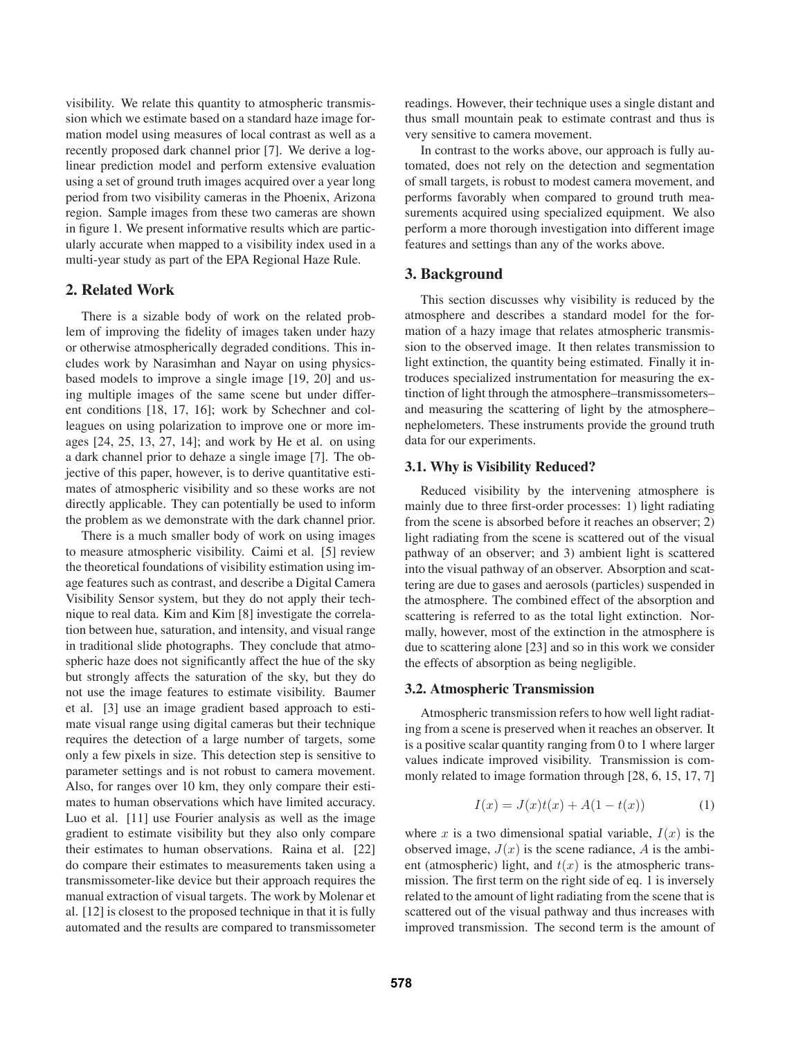visibility. We relate this quantity to atmospheric transmission which we estimate based on a standard haze image formation model using measures of local contrast as well as a recently proposed dark channel prior [7]. We derive a log-linear prediction model and perform extensive evaluation using a set of ground truth images acquired over a year long period from two visibility cameras in the Phoenix, Arizona region. Sample images from these two cameras are shown in figure 1. We present informative results which are particularly accurate when mapped to a visibility index used in a multi-year study as part of the EPA Regional Haze Rule.

## 2. Related Work

There is a sizable body of work on the related problem of improving the fidelity of images taken under hazy or otherwise atmospherically degraded conditions. This includes work by Narasimhan and Nayar on using physics-based models to improve a single image [19, 20] and using multiple images of the same scene but under different conditions [18, 17, 16]; work by Schechner and colleagues on using polarization to improve one or more images [24, 25, 13, 27, 14]; and work by He et al. on using a dark channel prior to dehaze a single image [7]. The objective of this paper, however, is to derive quantitative estimates of atmospheric visibility and so these works are not directly applicable. They can potentially be used to inform the problem as we demonstrate with the dark channel prior.

There is a much smaller body of work on using images to measure atmospheric visibility. Caimi et al. [5] review the theoretical foundations of visibility estimation using image features such as contrast, and describe a Digital Camera Visibility Sensor system, but they do not apply their technique to real data. Kim and Kim [8] investigate the correlation between hue, saturation, and intensity, and visual range in traditional slide photographs. They conclude that atmospheric haze does not significantly affect the hue of the sky but strongly affects the saturation of the sky, but they do not use the image features to estimate visibility. Baumer et al. [3] use an image gradient based approach to estimate visual range using digital cameras but their technique requires the detection of a large number of targets, some only a few pixels in size. This detection step is sensitive to parameter settings and is not robust to camera movement. Also, for ranges over 10 km, they only compare their estimates to human observations which have limited accuracy. Luo et al. [11] use Fourier analysis as well as the image gradient to estimate visibility but they also only compare their estimates to human observations. Raina et al. [22] do compare their estimates to measurements taken using a transmissometer-like device but their approach requires the manual extraction of visual targets. The work by Molenar et al. [12] is closest to the proposed technique in that it is fully automated and the results are compared to transmissometer readings. However, their technique uses a single distant and thus small mountain peak to estimate contrast and thus is very sensitive to camera movement.

In contrast to the works above, our approach is fully automated, does not rely on the detection and segmentation of small targets, is robust to modest camera movement, and performs favorably when compared to ground truth measurements acquired using specialized equipment. We also perform a more thorough investigation into different image features and settings than any of the works above.

## 3. Background

This section discusses why visibility is reduced by the atmosphere and describes a standard model for the formation of a hazy image that relates atmospheric transmission to the observed image. It then relates transmission to light extinction, the quantity being estimated. Finally it introduces specialized instrumentation for measuring the extinction of light through the atmosphere–transmissometers–and measuring the scattering of light by the atmosphere–nephelometers. These instruments provide the ground truth data for our experiments.

### 3.1. Why is Visibility Reduced?

Reduced visibility by the intervening atmosphere is mainly due to three first-order processes: 1) light radiating from the scene is absorbed before it reaches an observer; 2) light radiating from the scene is scattered out of the visual pathway of an observer; and 3) ambient light is scattered into the visual pathway of an observer. Absorption and scattering are due to gases and aerosols (particles) suspended in the atmosphere. The combined effect of the absorption and scattering is referred to as the total light extinction. Normally, however, most of the extinction in the atmosphere is due to scattering alone [23] and so in this work we consider the effects of absorption as being negligible.

### 3.2. Atmospheric Transmission

Atmospheric transmission refers to how well light radiating from a scene is preserved when it reaches an observer. It is a positive scalar quantity ranging from 0 to 1 where larger values indicate improved visibility. Transmission is commonly related to image formation through [28, 6, 15, 17, 7]

$$I(x) = J(x)t(x) + A(1 - t(x)) \tag{1}$$

where $x$ is a two dimensional spatial variable, $I(x)$ is the observed image, $J(x)$ is the scene radiance, $A$ is the ambient (atmospheric) light, and $t(x)$ is the atmospheric transmission. The first term on the right side of eq. 1 is inversely related to the amount of light radiating from the scene that is scattered out of the visual pathway and thus increases with improved transmission. The second term is the amount of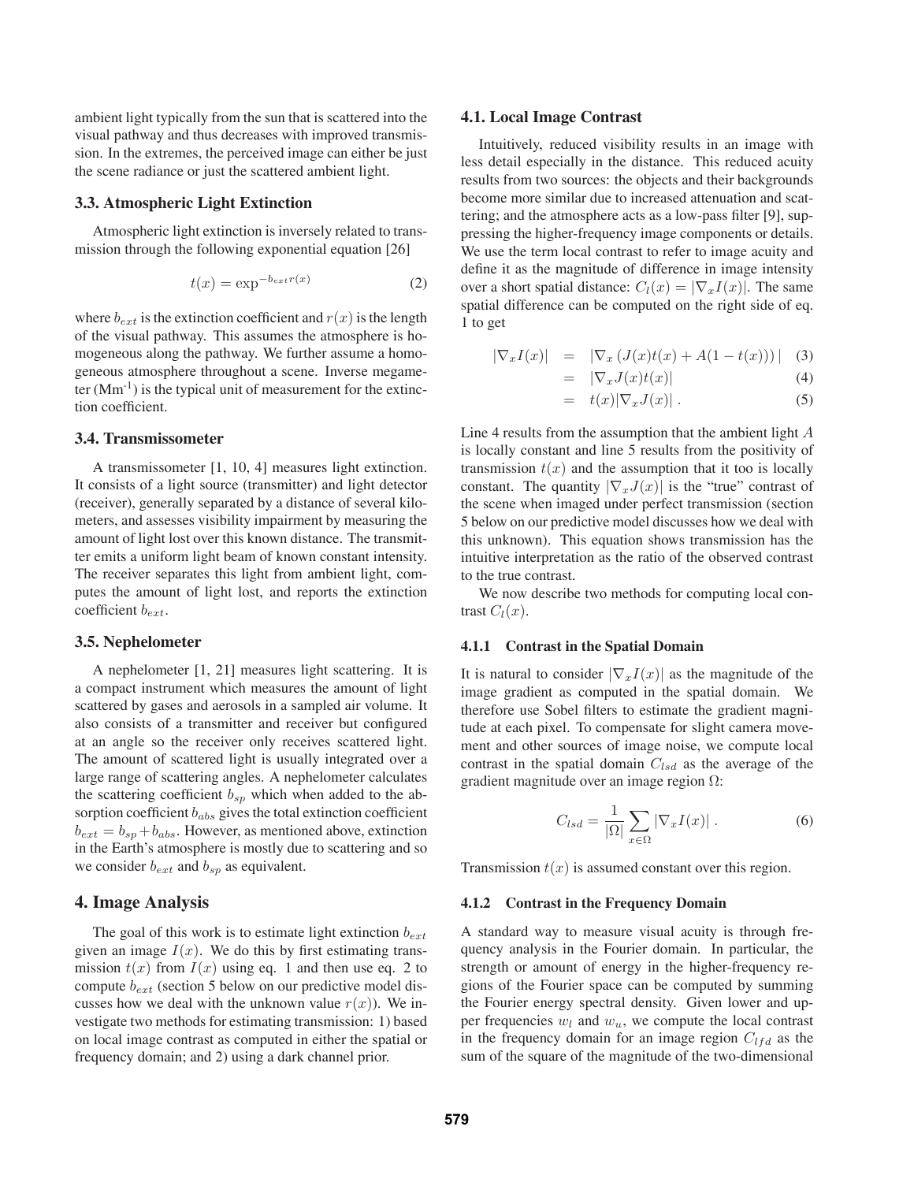ambient light typically from the sun that is scattered into the visual pathway and thus decreases with improved transmission. In the extremes, the perceived image can either be just the scene radiance or just the scattered ambient light.

### 3.3. Atmospheric Light Extinction

Atmospheric light extinction is inversely related to transmission through the following exponential equation [26]

$$t(x) = \exp^{-b_{ext} r(x)} \tag{2}$$

where $b_{ext}$ is the extinction coefficient and $r(x)$ is the length of the visual pathway. This assumes the atmosphere is homogeneous along the pathway. We further assume a homogeneous atmosphere throughout a scene. Inverse megameter ($\text{Mm}^{-1}$) is the typical unit of measurement for the extinction coefficient.

### 3.4. Transmissometer

A transmissometer [1, 10, 4] measures light extinction. It consists of a light source (transmitter) and light detector (receiver), generally separated by a distance of several kilometers, and assesses visibility impairment by measuring the amount of light lost over this known distance. The transmitter emits a uniform light beam of known constant intensity. The receiver separates this light from ambient light, computes the amount of light lost, and reports the extinction coefficient $b_{ext}$.

### 3.5. Nephelometer

A nephelometer [1, 21] measures light scattering. It is a compact instrument which measures the amount of light scattered by gases and aerosols in a sampled air volume. It also consists of a transmitter and receiver but configured at an angle so the receiver only receives scattered light. The amount of scattered light is usually integrated over a large range of scattering angles. A nephelometer calculates the scattering coefficient $b_{sp}$ which when added to the absorption coefficient $b_{abs}$ gives the total extinction coefficient $b_{ext} = b_{sp} + b_{abs}$. However, as mentioned above, extinction in the Earth's atmosphere is mostly due to scattering and so we consider $b_{ext}$ and $b_{sp}$ as equivalent.

## 4. Image Analysis

The goal of this work is to estimate light extinction $b_{ext}$ given an image $I(x)$. We do this by first estimating transmission $t(x)$ from $I(x)$ using eq. 1 and then use eq. 2 to compute $b_{ext}$ (section 5 below on our predictive model discusses how we deal with the unknown value $r(x)$). We investigate two methods for estimating transmission: 1) based on local image contrast as computed in either the spatial or frequency domain; and 2) using a dark channel prior.

### 4.1. Local Image Contrast

Intuitively, reduced visibility results in an image with less detail especially in the distance. This reduced acuity results from two sources: the objects and their backgrounds become more similar due to increased attenuation and scattering; and the atmosphere acts as a low-pass filter [9], suppressing the higher-frequency image components or details. We use the term local contrast to refer to image acuity and define it as the magnitude of difference in image intensity over a short spatial distance: $C_l(x) = |\nabla_x I(x)|$. The same spatial difference can be computed on the right side of eq. 1 to get

$$|\nabla_x I(x)| = |\nabla_x (J(x)t(x) + A(1 - t(x)))| \tag{3}$$

$$= |\nabla_x J(x)t(x)| \tag{4}$$

$$= t(x)|\nabla_x J(x)| . \tag{5}$$

Line 4 results from the assumption that the ambient light $A$ is locally constant and line 5 results from the positivity of transmission $t(x)$ and the assumption that it too is locally constant. The quantity $|\nabla_x J(x)|$ is the "true" contrast of the scene when imaged under perfect transmission (section 5 below on our predictive model discusses how we deal with this unknown). This equation shows transmission has the intuitive interpretation as the ratio of the observed contrast to the true contrast.

We now describe two methods for computing local contrast $C_l(x)$.

#### 4.1.1 Contrast in the Spatial Domain

It is natural to consider $|\nabla_x I(x)|$ as the magnitude of the image gradient as computed in the spatial domain. We therefore use Sobel filters to estimate the gradient magnitude at each pixel. To compensate for slight camera movement and other sources of image noise, we compute local contrast in the spatial domain $C_{lsd}$ as the average of the gradient magnitude over an image region $\Omega$:

$$C_{lsd} = \frac{1}{|\Omega|} \sum_{x \in \Omega} |\nabla_x I(x)| . \tag{6}$$

Transmission $t(x)$ is assumed constant over this region.

#### 4.1.2 Contrast in the Frequency Domain

A standard way to measure visual acuity is through frequency analysis in the Fourier domain. In particular, the strength or amount of energy in the higher-frequency regions of the Fourier space can be computed by summing the Fourier energy spectral density. Given lower and upper frequencies $w_l$ and $w_u$, we compute the local contrast in the frequency domain for an image region $C_{lfd}$ as the sum of the square of the magnitude of the two-dimensional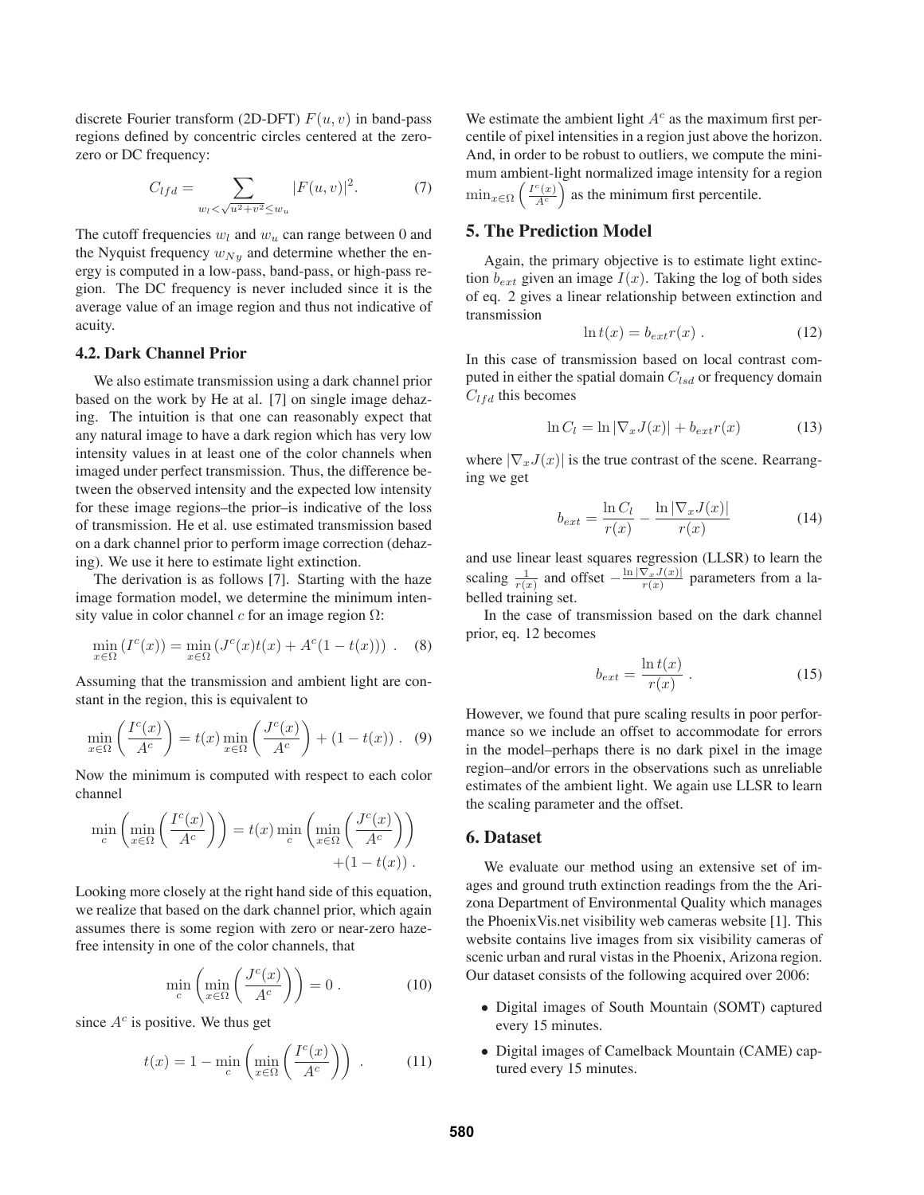discrete Fourier transform (2D-DFT) $F(u, v)$ in band-pass regions defined by concentric circles centered at the zero-zero or DC frequency:

$$C_{lfd} = \sum_{w_l < \sqrt{u^2+v^2} \leq w_u} |F(u,v)|^2. \tag{7}$$

The cutoff frequencies $w_l$ and $w_u$ can range between 0 and the Nyquist frequency $w_{Ny}$ and determine whether the energy is computed in a low-pass, band-pass, or high-pass region. The DC frequency is never included since it is the average value of an image region and thus not indicative of acuity.

### 4.2. Dark Channel Prior

We also estimate transmission using a dark channel prior based on the work by He at al. [7] on single image dehazing. The intuition is that one can reasonably expect that any natural image to have a dark region which has very low intensity values in at least one of the color channels when imaged under perfect transmission. Thus, the difference between the observed intensity and the expected low intensity for these image regions–the prior–is indicative of the loss of transmission. He et al. use estimated transmission based on a dark channel prior to perform image correction (dehazing). We use it here to estimate light extinction.

The derivation is as follows [7]. Starting with the haze image formation model, we determine the minimum intensity value in color channel $c$ for an image region $\Omega$:

$$\min_{x \in \Omega} (I^c(x)) = \min_{x \in \Omega} (J^c(x)t(x) + A^c(1 - t(x))) \ . \tag{8}$$

Assuming that the transmission and ambient light are constant in the region, this is equivalent to

$$\min_{x \in \Omega} \left( \frac{I^c(x)}{A^c} \right) = t(x) \min_{x \in \Omega} \left( \frac{J^c(x)}{A^c} \right) + (1 - t(x)) \ . \tag{9}$$

Now the minimum is computed with respect to each color channel

$$\min_c \left( \min_{x \in \Omega} \left( \frac{I^c(x)}{A^c} \right) \right) = t(x) \min_c \left( \min_{x \in \Omega} \left( \frac{J^c(x)}{A^c} \right) \right) + (1 - t(x)) \ .$$

Looking more closely at the right hand side of this equation, we realize that based on the dark channel prior, which again assumes there is some region with zero or near-zero haze-free intensity in one of the color channels, that

$$\min_c \left( \min_{x \in \Omega} \left( \frac{J^c(x)}{A^c} \right) \right) = 0 \ . \tag{10}$$

since $A^c$ is positive. We thus get

$$t(x) = 1 - \min_c \left( \min_{x \in \Omega} \left( \frac{I^c(x)}{A^c} \right) \right) \ . \tag{11}$$

We estimate the ambient light $A^c$ as the maximum first percentile of pixel intensities in a region just above the horizon. And, in order to be robust to outliers, we compute the minimum ambient-light normalized image intensity for a region $\min_{x \in \Omega} \left( \frac{I^c(x)}{A^c} \right)$ as the minimum first percentile.

## 5. The Prediction Model

Again, the primary objective is to estimate light extinction $b_{ext}$ given an image $I(x)$. Taking the log of both sides of eq. 2 gives a linear relationship between extinction and transmission

$$\ln t(x) = b_{ext} r(x) \ . \tag{12}$$

In this case of transmission based on local contrast computed in either the spatial domain $C_{lsd}$ or frequency domain $C_{lfd}$ this becomes

$$\ln C_l = \ln |\nabla_x J(x)| + b_{ext} r(x) \tag{13}$$

where $|\nabla_x J(x)|$ is the true contrast of the scene. Rearranging we get

$$b_{ext} = \frac{\ln C_l}{r(x)} - \frac{\ln |\nabla_x J(x)|}{r(x)} \tag{14}$$

and use linear least squares regression (LLSR) to learn the scaling $\frac{1}{r(x)}$ and offset $-\frac{\ln |\nabla_x J(x)|}{r(x)}$ parameters from a labelled training set.

In the case of transmission based on the dark channel prior, eq. 12 becomes

$$b_{ext} = \frac{\ln t(x)}{r(x)} \ . \tag{15}$$

However, we found that pure scaling results in poor performance so we include an offset to accommodate for errors in the model–perhaps there is no dark pixel in the image region–and/or errors in the observations such as unreliable estimates of the ambient light. We again use LLSR to learn the scaling parameter and the offset.

## 6. Dataset

We evaluate our method using an extensive set of images and ground truth extinction readings from the the Arizona Department of Environmental Quality which manages the PhoenixVis.net visibility web cameras website [1]. This website contains live images from six visibility cameras of scenic urban and rural vistas in the Phoenix, Arizona region. Our dataset consists of the following acquired over 2006:

- Digital images of South Mountain (SOMT) captured every 15 minutes.
- Digital images of Camelback Mountain (CAME) captured every 15 minutes.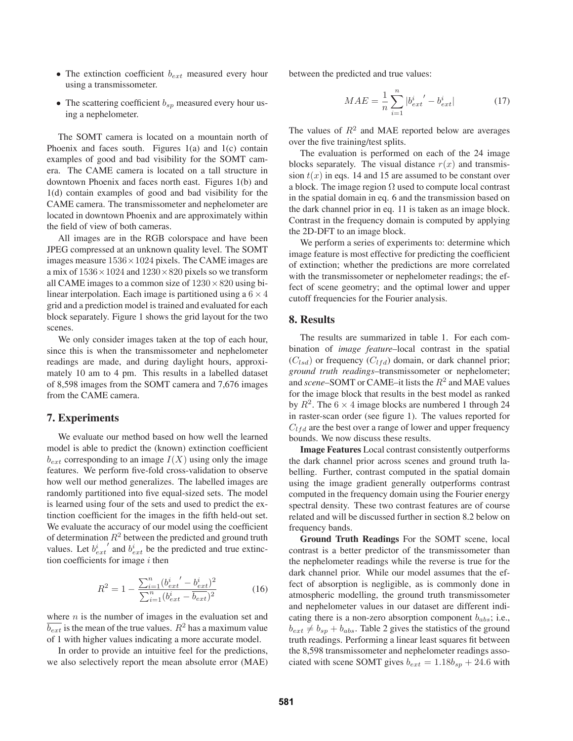- The extinction coefficient $b_{ext}$ measured every hour using a transmissometer.
- The scattering coefficient $b_{sp}$ measured every hour using a nephelometer.

The SOMT camera is located on a mountain north of Phoenix and faces south. Figures 1(a) and 1(c) contain examples of good and bad visibility for the SOMT camera. The CAME camera is located on a tall structure in downtown Phoenix and faces north east. Figures 1(b) and 1(d) contain examples of good and bad visibility for the CAME camera. The transmissometer and nephelometer are located in downtown Phoenix and are approximately within the field of view of both cameras.

All images are in the RGB colorspace and have been JPEG compressed at an unknown quality level. The SOMT images measure $1536 \times 1024$ pixels. The CAME images are a mix of $1536 \times 1024$ and $1230 \times 820$ pixels so we transform all CAME images to a common size of $1230 \times 820$ using bilinear interpolation. Each image is partitioned using a $6 \times 4$ grid and a prediction model is trained and evaluated for each block separately. Figure 1 shows the grid layout for the two scenes.

We only consider images taken at the top of each hour, since this is when the transmissometer and nephelometer readings are made, and during daylight hours, approximately 10 am to 4 pm. This results in a labelled dataset of 8,598 images from the SOMT camera and 7,676 images from the CAME camera.

## 7. Experiments

We evaluate our method based on how well the learned model is able to predict the (known) extinction coefficient $b_{ext}$ corresponding to an image $I(X)$ using only the image features. We perform five-fold cross-validation to observe how well our method generalizes. The labelled images are randomly partitioned into five equal-sized sets. The model is learned using four of the sets and used to predict the extinction coefficient for the images in the fifth held-out set. We evaluate the accuracy of our model using the coefficient of determination $R^2$ between the predicted and ground truth values. Let ${b_{ext}^i}'$ and $b_{ext}^i$ be the predicted and true extinction coefficients for image $i$ then

$$R^2 = 1 - \frac{\sum_{i=1}^{n} ({b_{ext}^i}' - b_{ext}^i)^2}{\sum_{i=1}^{n} (b_{ext}^i - \overline{b_{ext}})^2} \tag{16}$$

where $n$ is the number of images in the evaluation set and $\overline{b_{ext}}$ is the mean of the true values. $R^2$ has a maximum value of 1 with higher values indicating a more accurate model.

In order to provide an intuitive feel for the predictions, we also selectively report the mean absolute error (MAE) between the predicted and true values:

$$MAE = \frac{1}{n} \sum_{i=1}^{n} |{b_{ext}^i}' - b_{ext}^i| \tag{17}$$

The values of $R^2$ and MAE reported below are averages over the five training/test splits.

The evaluation is performed on each of the 24 image blocks separately. The visual distance $r(x)$ and transmission $t(x)$ in eqs. 14 and 15 are assumed to be constant over a block. The image region $\Omega$ used to compute local contrast in the spatial domain in eq. 6 and the transmission based on the dark channel prior in eq. 11 is taken as an image block. Contrast in the frequency domain is computed by applying the 2D-DFT to an image block.

We perform a series of experiments to: determine which image feature is most effective for predicting the coefficient of extinction; whether the predictions are more correlated with the transmissometer or nephelometer readings; the effect of scene geometry; and the optimal lower and upper cutoff frequencies for the Fourier analysis.

## 8. Results

The results are summarized in table 1. For each combination of *image feature*–local contrast in the spatial ($C_{lsd}$) or frequency ($C_{lfd}$) domain, or dark channel prior; *ground truth readings*–transmissometer or nephelometer; and *scene*–SOMT or CAME–it lists the $R^2$ and MAE values for the image block that results in the best model as ranked by $R^2$. The $6 \times 4$ image blocks are numbered 1 through 24 in raster-scan order (see figure 1). The values reported for $C_{lfd}$ are the best over a range of lower and upper frequency bounds. We now discuss these results.

**Image Features** Local contrast consistently outperforms the dark channel prior across scenes and ground truth labelling. Further, contrast computed in the spatial domain using the image gradient generally outperforms contrast computed in the frequency domain using the Fourier energy spectral density. These two contrast features are of course related and will be discussed further in section 8.2 below on frequency bands.

**Ground Truth Readings** For the SOMT scene, local contrast is a better predictor of the transmissometer than the nephelometer readings while the reverse is true for the dark channel prior. While our model assumes that the effect of absorption is negligible, as is commonly done in atmospheric modelling, the ground truth transmissometer and nephelometer values in our dataset are different indicating there is a non-zero absorption component $b_{abs}$; i.e., $b_{ext} \neq b_{sp} + b_{abs}$. Table 2 gives the statistics of the ground truth readings. Performing a linear least squares fit between the 8,598 transmissometer and nephelometer readings associated with scene SOMT gives $b_{ext} = 1.18 b_{sp} + 24.6$ with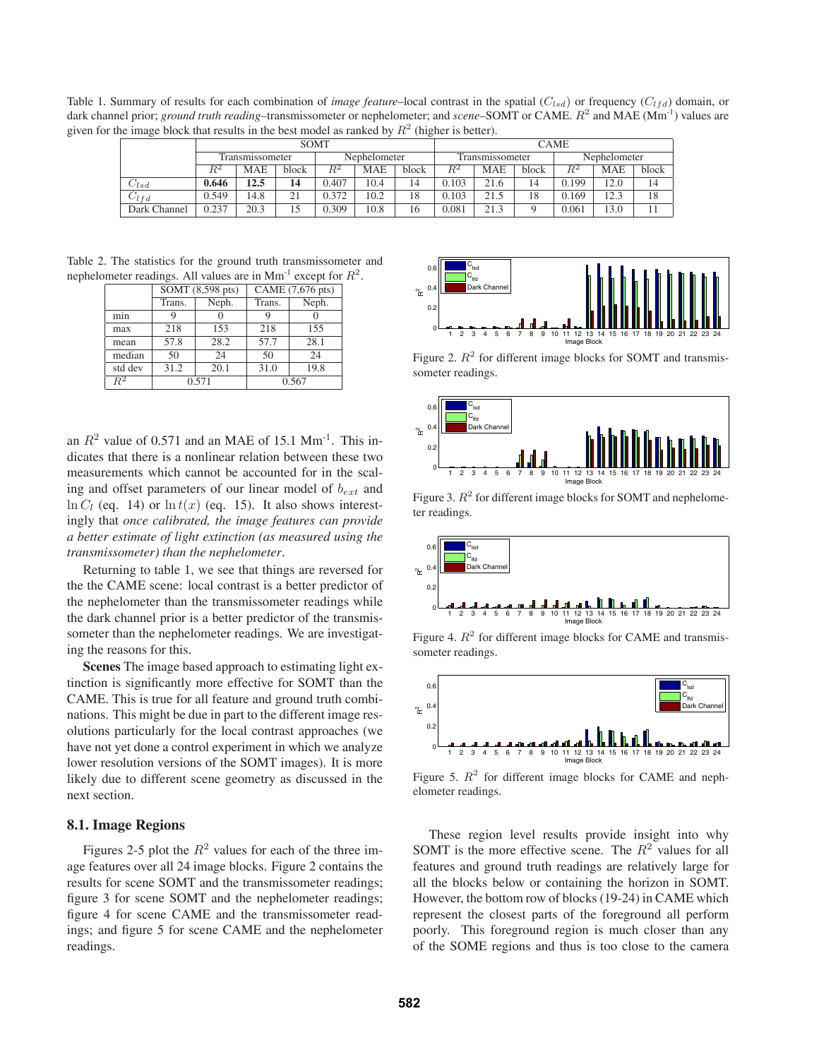Table 1. Summary of results for each combination of *image feature*–local contrast in the spatial ($C_{lsd}$) or frequency ($C_{lfd}$) domain, or dark channel prior; *ground truth reading*–transmissometer or nephelometer; and *scene*–SOMT or CAME. $R^2$ and MAE (Mm$^{-1}$) values are given for the image block that results in the best model as ranked by $R^2$ (higher is better).

| | SOMT | | | | | | CAME | | | | | |
|---|---|---|---|---|---|---|---|---|---|---|---|---|
| | Transmissometer | | | Nephelometer | | | Transmissometer | | | Nephelometer | | |
| | $R^2$ | MAE | block | $R^2$ | MAE | block | $R^2$ | MAE | block | $R^2$ | MAE | block |
| $C_{lsd}$ | **0.646** | **12.5** | **14** | 0.407 | 10.4 | 14 | 0.103 | 21.6 | 14 | 0.199 | 12.0 | 14 |
| $C_{lfd}$ | 0.549 | 14.8 | 21 | 0.372 | 10.2 | 18 | 0.103 | 21.5 | 18 | 0.169 | 12.3 | 18 |
| Dark Channel | 0.237 | 20.3 | 15 | 0.309 | 10.8 | 16 | 0.081 | 21.3 | 9 | 0.061 | 13.0 | 11 |

Table 2. The statistics for the ground truth transmissometer and nephelometer readings. All values are in Mm$^{-1}$ except for $R^2$.

| | SOMT (8,598 pts) | | CAME (7,676 pts) | |
|---|---|---|---|---|
| | Trans. | Neph. | Trans. | Neph. |
| min | 9 | 0 | 9 | 0 |
| max | 218 | 153 | 218 | 155 |
| mean | 57.8 | 28.2 | 57.7 | 28.1 |
| median | 50 | 24 | 50 | 24 |
| std dev | 31.2 | 20.1 | 31.0 | 19.8 |
| $R^2$ | 0.571 | | 0.567 | |

an $R^2$ value of 0.571 and an MAE of 15.1 Mm$^{-1}$. This indicates that there is a nonlinear relation between these two measurements which cannot be accounted for in the scaling and offset parameters of our linear model of $b_{ext}$ and $\ln C_l$ (eq. 14) or $\ln t(x)$ (eq. 15). It also shows interestingly that *once calibrated, the image features can provide a better estimate of light extinction (as measured using the transmissometer) than the nephelometer*.

Returning to table 1, we see that things are reversed for the the CAME scene: local contrast is a better predictor of the nephelometer than the transmissometer readings while the dark channel prior is a better predictor of the transmissometer than the nephelometer readings. We are investigating the reasons for this.

**Scenes** The image based approach to estimating light extinction is significantly more effective for SOMT than the CAME. This is true for all feature and ground truth combinations. This might be due in part to the different image resolutions particularly for the local contrast approaches (we have not yet done a control experiment in which we analyze lower resolution versions of the SOMT images). It is more likely due to different scene geometry as discussed in the next section.

Figure 2. $R^2$ for different image blocks for SOMT and transmissometer readings.

Figure 3. $R^2$ for different image blocks for SOMT and nephelometer readings.

Figure 4. $R^2$ for different image blocks for CAME and transmissometer readings.

Figure 5. $R^2$ for different image blocks for CAME and nephelometer readings.

### 8.1. Image Regions

Figures 2-5 plot the $R^2$ values for each of the three image features over all 24 image blocks. Figure 2 contains the results for scene SOMT and the transmissometer readings; figure 3 for scene SOMT and the nephelometer readings; figure 4 for scene CAME and the transmissometer readings; and figure 5 for scene CAME and the nephelometer readings.

These region level results provide insight into why SOMT is the more effective scene. The $R^2$ values for all features and ground truth readings are relatively large for all the blocks below or containing the horizon in SOMT. However, the bottom row of blocks (19-24) in CAME which represent the closest parts of the foreground all perform poorly. This foreground region is much closer than any of the SOME regions and thus is too close to the camera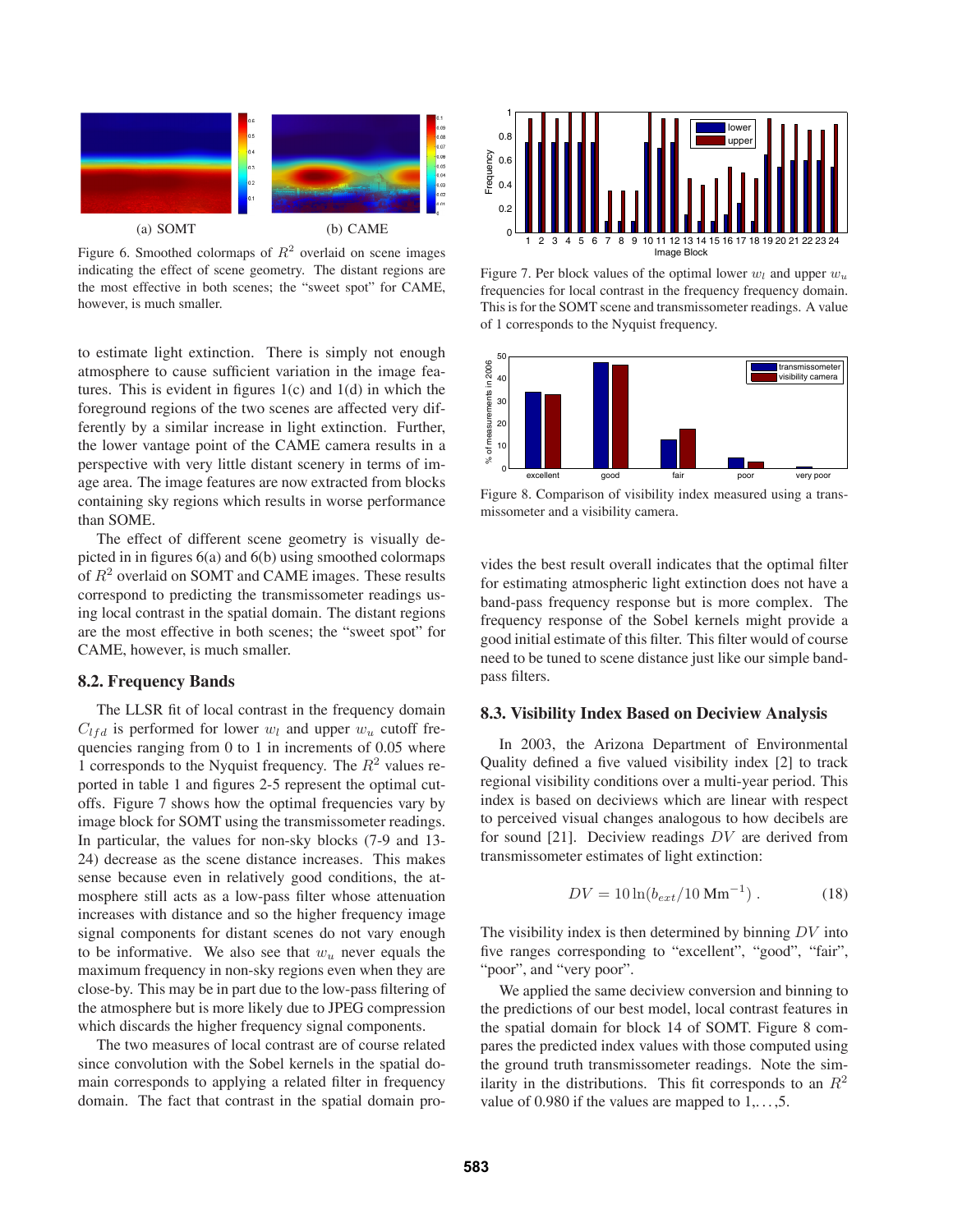Figure 6. Smoothed colormaps of $R^2$ overlaid on scene images indicating the effect of scene geometry. The distant regions are the most effective in both scenes; the "sweet spot" for CAME, however, is much smaller.

to estimate light extinction. There is simply not enough atmosphere to cause sufficient variation in the image features. This is evident in figures 1(c) and 1(d) in which the foreground regions of the two scenes are affected very differently by a similar increase in light extinction. Further, the lower vantage point of the CAME camera results in a perspective with very little distant scenery in terms of image area. The image features are now extracted from blocks containing sky regions which results in worse performance than SOME.

The effect of different scene geometry is visually depicted in in figures 6(a) and 6(b) using smoothed colormaps of $R^2$ overlaid on SOMT and CAME images. These results correspond to predicting the transmissometer readings using local contrast in the spatial domain. The distant regions are the most effective in both scenes; the "sweet spot" for CAME, however, is much smaller.

### 8.2. Frequency Bands

The LLSR fit of local contrast in the frequency domain $C_{lfd}$ is performed for lower $w_l$ and upper $w_u$ cutoff frequencies ranging from 0 to 1 in increments of 0.05 where 1 corresponds to the Nyquist frequency. The $R^2$ values reported in table 1 and figures 2-5 represent the optimal cutoffs. Figure 7 shows how the optimal frequencies vary by image block for SOMT using the transmissometer readings. In particular, the values for non-sky blocks (7-9 and 13-24) decrease as the scene distance increases. This makes sense because even in relatively good conditions, the atmosphere still acts as a low-pass filter whose attenuation increases with distance and so the higher frequency image signal components for distant scenes do not vary enough to be informative. We also see that $w_u$ never equals the maximum frequency in non-sky regions even when they are close-by. This may be in part due to the low-pass filtering of the atmosphere but is more likely due to JPEG compression which discards the higher frequency signal components.

The two measures of local contrast are of course related since convolution with the Sobel kernels in the spatial domain corresponds to applying a related filter in frequency domain. The fact that contrast in the spatial domain provides the best result overall indicates that the optimal filter for estimating atmospheric light extinction does not have a band-pass frequency response but is more complex. The frequency response of the Sobel kernels might provide a good initial estimate of this filter. This filter would of course need to be tuned to scene distance just like our simple band-pass filters.

Figure 7. Per block values of the optimal lower $w_l$ and upper $w_u$ frequencies for local contrast in the frequency frequency domain. This is for the SOMT scene and transmissometer readings. A value of 1 corresponds to the Nyquist frequency.

Figure 8. Comparison of visibility index measured using a transmissometer and a visibility camera.

### 8.3. Visibility Index Based on Deciview Analysis

In 2003, the Arizona Department of Environmental Quality defined a five valued visibility index [2] to track regional visibility conditions over a multi-year period. This index is based on deciviews which are linear with respect to perceived visual changes analogous to how decibels are for sound [21]. Deciview readings $DV$ are derived from transmissometer estimates of light extinction:

$$DV = 10 \ln(b_{ext}/10 \text{ Mm}^{-1}) \; . \tag{18}$$

The visibility index is then determined by binning $DV$ into five ranges corresponding to "excellent", "good", "fair", "poor", and "very poor".

We applied the same deciview conversion and binning to the predictions of our best model, local contrast features in the spatial domain for block 14 of SOMT. Figure 8 compares the predicted index values with those computed using the ground truth transmissometer readings. Note the similarity in the distributions. This fit corresponds to an $R^2$ value of 0.980 if the values are mapped to 1,. . . ,5.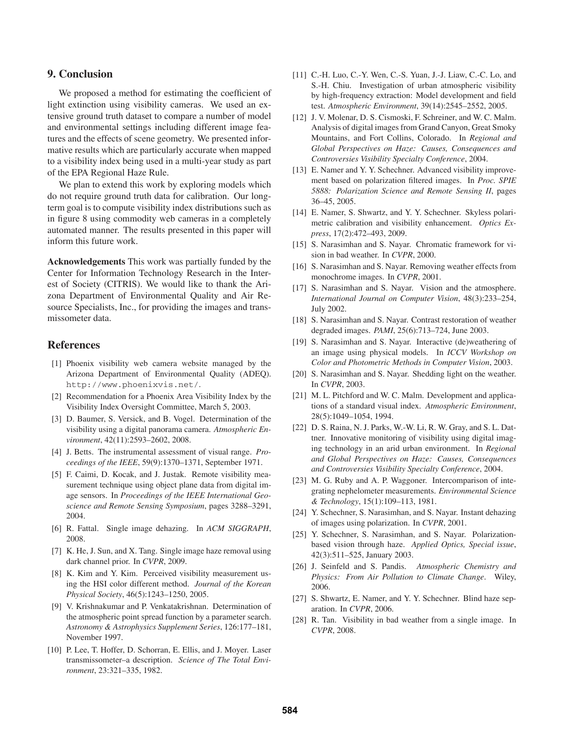## 9. Conclusion

We proposed a method for estimating the coefficient of light extinction using visibility cameras. We used an extensive ground truth dataset to compare a number of model and environmental settings including different image features and the effects of scene geometry. We presented informative results which are particularly accurate when mapped to a visibility index being used in a multi-year study as part of the EPA Regional Haze Rule.

We plan to extend this work by exploring models which do not require ground truth data for calibration. Our long-term goal is to compute visibility index distributions such as in figure 8 using commodity web cameras in a completely automated manner. The results presented in this paper will inform this future work.

**Acknowledgements** This work was partially funded by the Center for Information Technology Research in the Interest of Society (CITRIS). We would like to thank the Arizona Department of Environmental Quality and Air Resource Specialists, Inc., for providing the images and transmissometer data.

## References

[1] Phoenix visibility web camera website managed by the Arizona Department of Environmental Quality (ADEQ). `http://www.phoenixvis.net/`.

[2] Recommendation for a Phoenix Area Visibility Index by the Visibility Index Oversight Committee, March 5, 2003.

[3] D. Baumer, S. Versick, and B. Vogel. Determination of the visibility using a digital panorama camera. *Atmospheric Environment*, 42(11):2593–2602, 2008.

[4] J. Betts. The instrumental assessment of visual range. *Proceedings of the IEEE*, 59(9):1370–1371, September 1971.

[5] F. Caimi, D. Kocak, and J. Justak. Remote visibility measurement technique using object plane data from digital image sensors. In *Proceedings of the IEEE International Geoscience and Remote Sensing Symposium*, pages 3288–3291, 2004.

[6] R. Fattal. Single image dehazing. In *ACM SIGGRAPH*, 2008.

[7] K. He, J. Sun, and X. Tang. Single image haze removal using dark channel prior. In *CVPR*, 2009.

[8] K. Kim and Y. Kim. Perceived visibility measurement using the HSI color different method. *Journal of the Korean Physical Society*, 46(5):1243–1250, 2005.

[9] V. Krishnakumar and P. Venkatakrishnan. Determination of the atmospheric point spread function by a parameter search. *Astronomy & Astrophysics Supplement Series*, 126:177–181, November 1997.

[10] P. Lee, T. Hoffer, D. Schorran, E. Ellis, and J. Moyer. Laser transmissometer–a description. *Science of The Total Environment*, 23:321–335, 1982.

[11] C.-H. Luo, C.-Y. Wen, C.-S. Yuan, J.-J. Liaw, C.-C. Lo, and S.-H. Chiu. Investigation of urban atmospheric visibility by high-frequency extraction: Model development and field test. *Atmospheric Environment*, 39(14):2545–2552, 2005.

[12] J. V. Molenar, D. S. Cismoski, F. Schreiner, and W. C. Malm. Analysis of digital images from Grand Canyon, Great Smoky Mountains, and Fort Collins, Colorado. In *Regional and Global Perspectives on Haze: Causes, Consequences and Controversies Visibility Specialty Conference*, 2004.

[13] E. Namer and Y. Y. Schechner. Advanced visibility improvement based on polarization filtered images. In *Proc. SPIE 5888: Polarization Science and Remote Sensing II*, pages 36–45, 2005.

[14] E. Namer, S. Shwartz, and Y. Y. Schechner. Skyless polarimetric calibration and visibility enhancement. *Optics Express*, 17(2):472–493, 2009.

[15] S. Narasimhan and S. Nayar. Chromatic framework for vision in bad weather. In *CVPR*, 2000.

[16] S. Narasimhan and S. Nayar. Removing weather effects from monochrome images. In *CVPR*, 2001.

[17] S. Narasimhan and S. Nayar. Vision and the atmosphere. *International Journal on Computer Vision*, 48(3):233–254, July 2002.

[18] S. Narasimhan and S. Nayar. Contrast restoration of weather degraded images. *PAMI*, 25(6):713–724, June 2003.

[19] S. Narasimhan and S. Nayar. Interactive (de)weathering of an image using physical models. In *ICCV Workshop on Color and Photometric Methods in Computer Vision*, 2003.

[20] S. Narasimhan and S. Nayar. Shedding light on the weather. In *CVPR*, 2003.

[21] M. L. Pitchford and W. C. Malm. Development and applications of a standard visual index. *Atmospheric Environment*, 28(5):1049–1054, 1994.

[22] D. S. Raina, N. J. Parks, W.-W. Li, R. W. Gray, and S. L. Dattner. Innovative monitoring of visibility using digital imaging technology in an arid urban environment. In *Regional and Global Perspectives on Haze: Causes, Consequences and Controversies Visibility Specialty Conference*, 2004.

[23] M. G. Ruby and A. P. Waggoner. Intercomparison of integrating nephelometer measurements. *Environmental Science & Technology*, 15(1):109–113, 1981.

[24] Y. Schechner, S. Narasimhan, and S. Nayar. Instant dehazing of images using polarization. In *CVPR*, 2001.

[25] Y. Schechner, S. Narasimhan, and S. Nayar. Polarization-based vision through haze. *Applied Optics, Special issue*, 42(3):511–525, January 2003.

[26] J. Seinfeld and S. Pandis. *Atmospheric Chemistry and Physics: From Air Pollution to Climate Change*. Wiley, 2006.

[27] S. Shwartz, E. Namer, and Y. Y. Schechner. Blind haze separation. In *CVPR*, 2006.

[28] R. Tan. Visibility in bad weather from a single image. In *CVPR*, 2008.